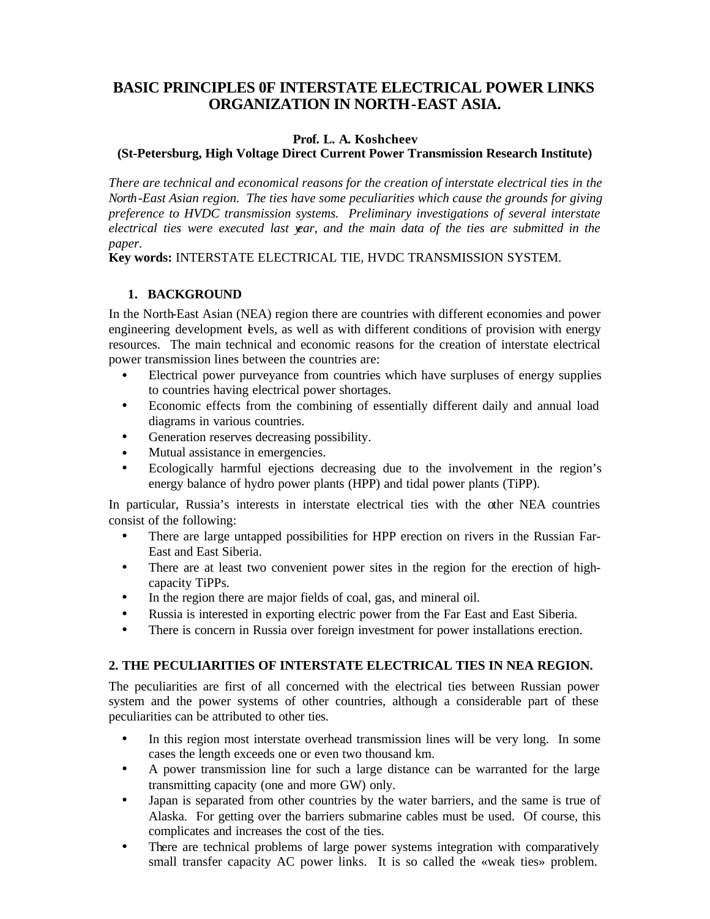# BASIC PRINCIPLES 0F INTERSTATE ELECTRICAL POWER LINKS ORGANIZATION IN NORTH-EAST ASIA.

**Prof. L. A. Koshcheev**
**(St-Petersburg, High Voltage Direct Current Power Transmission Research Institute)**

*There are technical and economical reasons for the creation of interstate electrical ties in the North-East Asian region. The ties have some peculiarities which cause the grounds for giving preference to HVDC transmission systems. Preliminary investigations of several interstate electrical ties were executed last year, and the main data of the ties are submitted in the paper.*

**Key words:** INTERSTATE ELECTRICAL TIE, HVDC TRANSMISSION SYSTEM.

## 1. BACKGROUND

In the North-East Asian (NEA) region there are countries with different economies and power engineering development levels, as well as with different conditions of provision with energy resources. The main technical and economic reasons for the creation of interstate electrical power transmission lines between the countries are:

- Electrical power purveyance from countries which have surpluses of energy supplies to countries having electrical power shortages.
- Economic effects from the combining of essentially different daily and annual load diagrams in various countries.
- Generation reserves decreasing possibility.
- Mutual assistance in emergencies.
- Ecologically harmful ejections decreasing due to the involvement in the region's energy balance of hydro power plants (HPP) and tidal power plants (TiPP).

In particular, Russia's interests in interstate electrical ties with the other NEA countries consist of the following:

- There are large untapped possibilities for HPP erection on rivers in the Russian Far-East and East Siberia.
- There are at least two convenient power sites in the region for the erection of high-capacity TiPPs.
- In the region there are major fields of coal, gas, and mineral oil.
- Russia is interested in exporting electric power from the Far East and East Siberia.
- There is concern in Russia over foreign investment for power installations erection.

## 2. THE PECULIARITIES OF INTERSTATE ELECTRICAL TIES IN NEA REGION.

The peculiarities are first of all concerned with the electrical ties between Russian power system and the power systems of other countries, although a considerable part of these peculiarities can be attributed to other ties.

- In this region most interstate overhead transmission lines will be very long. In some cases the length exceeds one or even two thousand km.
- A power transmission line for such a large distance can be warranted for the large transmitting capacity (one and more GW) only.
- Japan is separated from other countries by the water barriers, and the same is true of Alaska. For getting over the barriers submarine cables must be used. Of course, this complicates and increases the cost of the ties.
- There are technical problems of large power systems integration with comparatively small transfer capacity AC power links. It is so called the «weak ties» problem.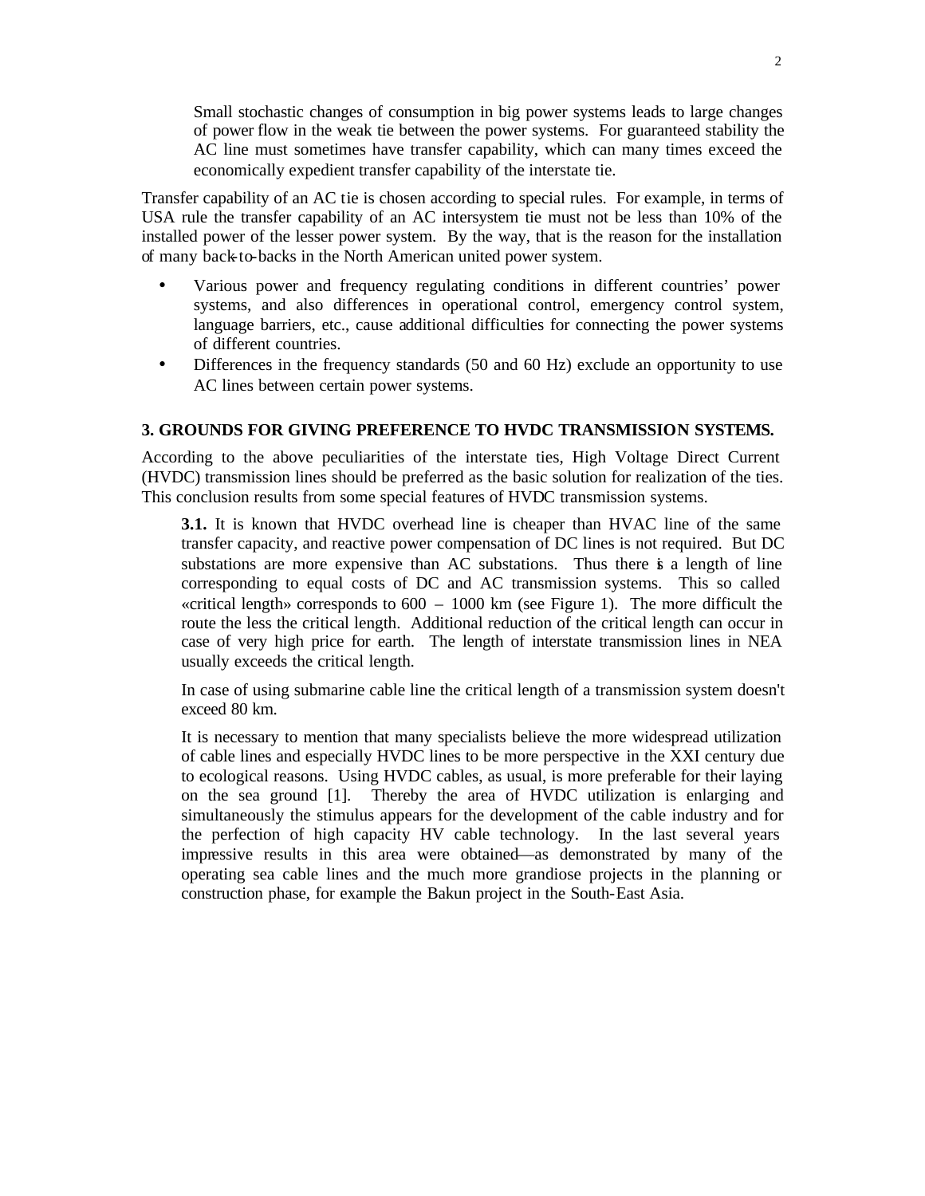Small stochastic changes of consumption in big power systems leads to large changes of power flow in the weak tie between the power systems. For guaranteed stability the AC line must sometimes have transfer capability, which can many times exceed the economically expedient transfer capability of the interstate tie.

Transfer capability of an AC tie is chosen according to special rules. For example, in terms of USA rule the transfer capability of an AC intersystem tie must not be less than 10% of the installed power of the lesser power system. By the way, that is the reason for the installation of many back-to-backs in the North American united power system.

- Various power and frequency regulating conditions in different countries' power systems, and also differences in operational control, emergency control system, language barriers, etc., cause additional difficulties for connecting the power systems of different countries.
- Differences in the frequency standards (50 and 60 Hz) exclude an opportunity to use AC lines between certain power systems.

## 3. GROUNDS FOR GIVING PREFERENCE TO HVDC TRANSMISSION SYSTEMS.

According to the above peculiarities of the interstate ties, High Voltage Direct Current (HVDC) transmission lines should be preferred as the basic solution for realization of the ties. This conclusion results from some special features of HVDC transmission systems.

**3.1.** It is known that HVDC overhead line is cheaper than HVAC line of the same transfer capacity, and reactive power compensation of DC lines is not required. But DC substations are more expensive than AC substations. Thus there is a length of line corresponding to equal costs of DC and AC transmission systems. This so called «critical length» corresponds to 600 – 1000 km (see Figure 1). The more difficult the route the less the critical length. Additional reduction of the critical length can occur in case of very high price for earth. The length of interstate transmission lines in NEA usually exceeds the critical length.

In case of using submarine cable line the critical length of a transmission system doesn't exceed 80 km.

It is necessary to mention that many specialists believe the more widespread utilization of cable lines and especially HVDC lines to be more perspective in the XXI century due to ecological reasons. Using HVDC cables, as usual, is more preferable for their laying on the sea ground [1]. Thereby the area of HVDC utilization is enlarging and simultaneously the stimulus appears for the development of the cable industry and for the perfection of high capacity HV cable technology. In the last several years impressive results in this area were obtained—as demonstrated by many of the operating sea cable lines and the much more grandiose projects in the planning or construction phase, for example the Bakun project in the South-East Asia.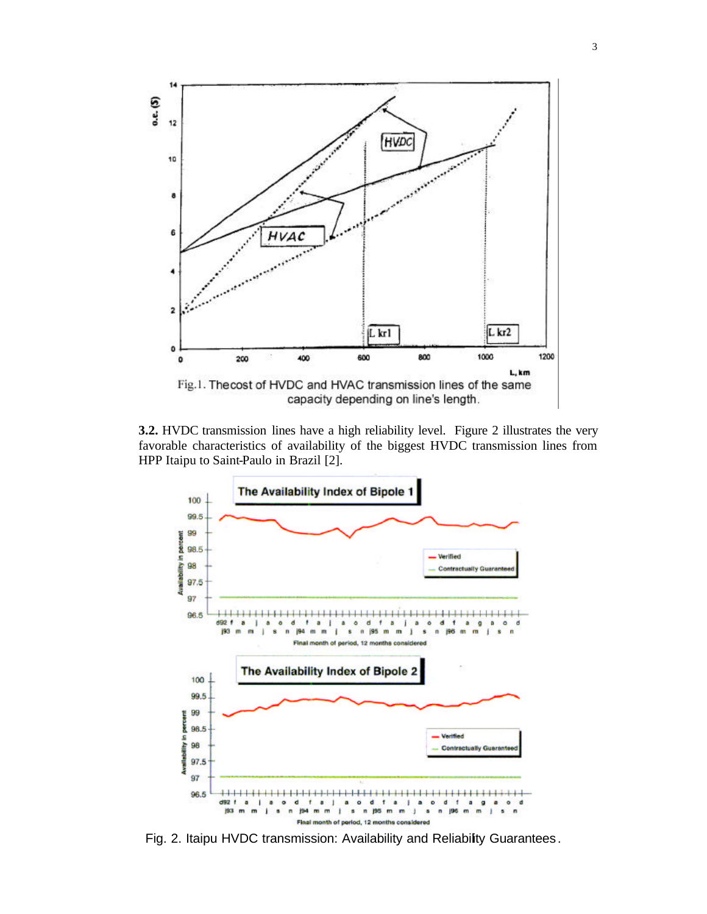Fig.1. The cost of HVDC and HVAC transmission lines of the same capacity depending on line's length.

**3.2.** HVDC transmission lines have a high reliability level. Figure 2 illustrates the very favorable characteristics of availability of the biggest HVDC transmission lines from HPP Itaipu to Saint-Paulo in Brazil [2].

Fig. 2. Itaipu HVDC transmission: Availability and Reliability Guarantees.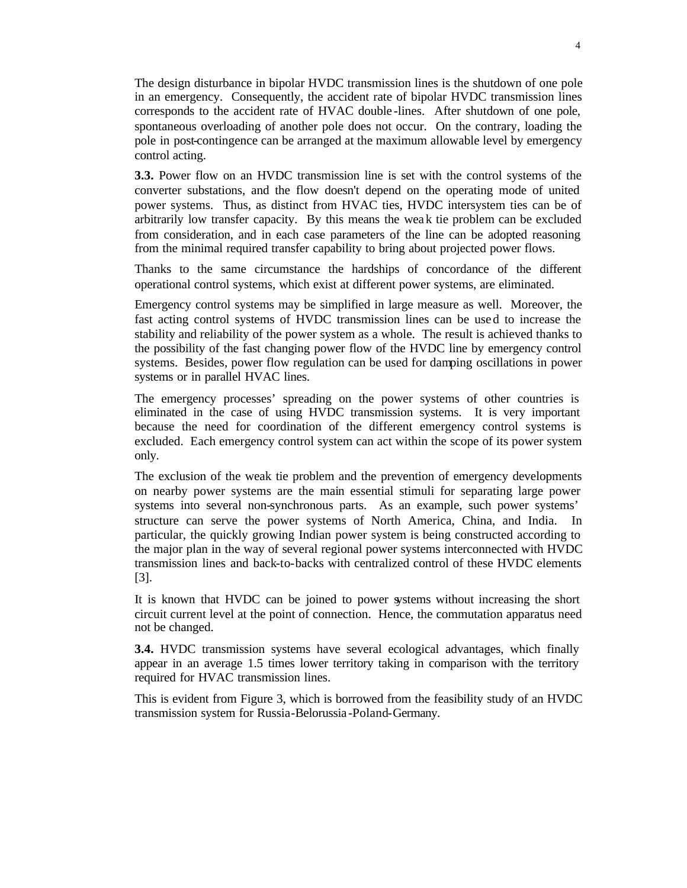The design disturbance in bipolar HVDC transmission lines is the shutdown of one pole in an emergency. Consequently, the accident rate of bipolar HVDC transmission lines corresponds to the accident rate of HVAC double-lines. After shutdown of one pole, spontaneous overloading of another pole does not occur. On the contrary, loading the pole in post-contingence can be arranged at the maximum allowable level by emergency control acting.

**3.3.** Power flow on an HVDC transmission line is set with the control systems of the converter substations, and the flow doesn't depend on the operating mode of united power systems. Thus, as distinct from HVAC ties, HVDC intersystem ties can be of arbitrarily low transfer capacity. By this means the weak tie problem can be excluded from consideration, and in each case parameters of the line can be adopted reasoning from the minimal required transfer capability to bring about projected power flows.

Thanks to the same circumstance the hardships of concordance of the different operational control systems, which exist at different power systems, are eliminated.

Emergency control systems may be simplified in large measure as well. Moreover, the fast acting control systems of HVDC transmission lines can be used to increase the stability and reliability of the power system as a whole. The result is achieved thanks to the possibility of the fast changing power flow of the HVDC line by emergency control systems. Besides, power flow regulation can be used for damping oscillations in power systems or in parallel HVAC lines.

The emergency processes' spreading on the power systems of other countries is eliminated in the case of using HVDC transmission systems. It is very important because the need for coordination of the different emergency control systems is excluded. Each emergency control system can act within the scope of its power system only.

The exclusion of the weak tie problem and the prevention of emergency developments on nearby power systems are the main essential stimuli for separating large power systems into several non-synchronous parts. As an example, such power systems' structure can serve the power systems of North America, China, and India. In particular, the quickly growing Indian power system is being constructed according to the major plan in the way of several regional power systems interconnected with HVDC transmission lines and back-to-backs with centralized control of these HVDC elements [3].

It is known that HVDC can be joined to power systems without increasing the short circuit current level at the point of connection. Hence, the commutation apparatus need not be changed.

**3.4.** HVDC transmission systems have several ecological advantages, which finally appear in an average 1.5 times lower territory taking in comparison with the territory required for HVAC transmission lines.

This is evident from Figure 3, which is borrowed from the feasibility study of an HVDC transmission system for Russia-Belorussia-Poland-Germany.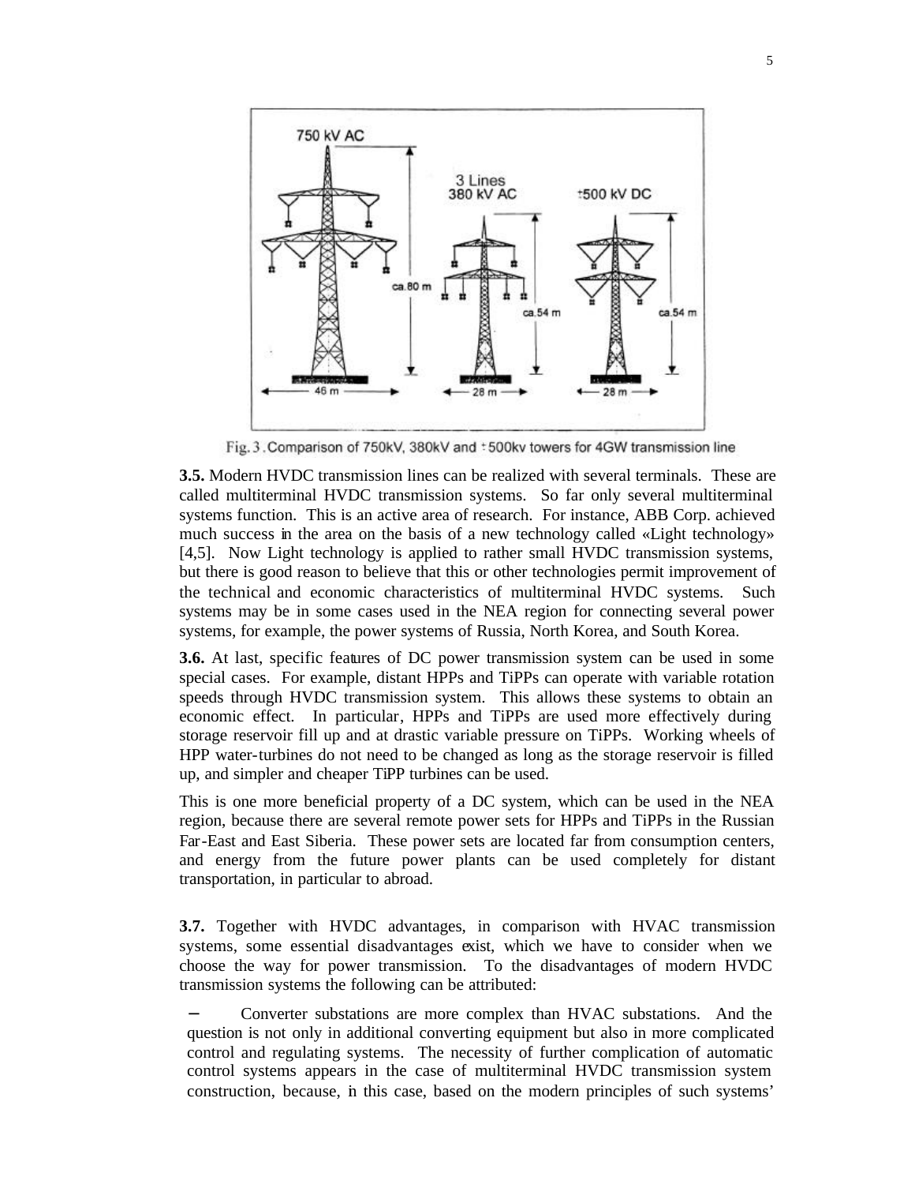Fig. 3. Comparison of 750kV, 380kV and ±500kv towers for 4GW transmission line

**3.5.** Modern HVDC transmission lines can be realized with several terminals. These are called multiterminal HVDC transmission systems. So far only several multiterminal systems function. This is an active area of research. For instance, ABB Corp. achieved much success in the area on the basis of a new technology called «Light technology» [4,5]. Now Light technology is applied to rather small HVDC transmission systems, but there is good reason to believe that this or other technologies permit improvement of the technical and economic characteristics of multiterminal HVDC systems. Such systems may be in some cases used in the NEA region for connecting several power systems, for example, the power systems of Russia, North Korea, and South Korea.

**3.6.** At last, specific features of DC power transmission system can be used in some special cases. For example, distant HPPs and TiPPs can operate with variable rotation speeds through HVDC transmission system. This allows these systems to obtain an economic effect. In particular, HPPs and TiPPs are used more effectively during storage reservoir fill up and at drastic variable pressure on TiPPs. Working wheels of HPP water-turbines do not need to be changed as long as the storage reservoir is filled up, and simpler and cheaper TiPP turbines can be used.

This is one more beneficial property of a DC system, which can be used in the NEA region, because there are several remote power sets for HPPs and TiPPs in the Russian Far-East and East Siberia. These power sets are located far from consumption centers, and energy from the future power plants can be used completely for distant transportation, in particular to abroad.

**3.7.** Together with HVDC advantages, in comparison with HVAC transmission systems, some essential disadvantages exist, which we have to consider when we choose the way for power transmission. To the disadvantages of modern HVDC transmission systems the following can be attributed:

- Converter substations are more complex than HVAC substations. And the question is not only in additional converting equipment but also in more complicated control and regulating systems. The necessity of further complication of automatic control systems appears in the case of multiterminal HVDC transmission system construction, because, in this case, based on the modern principles of such systems'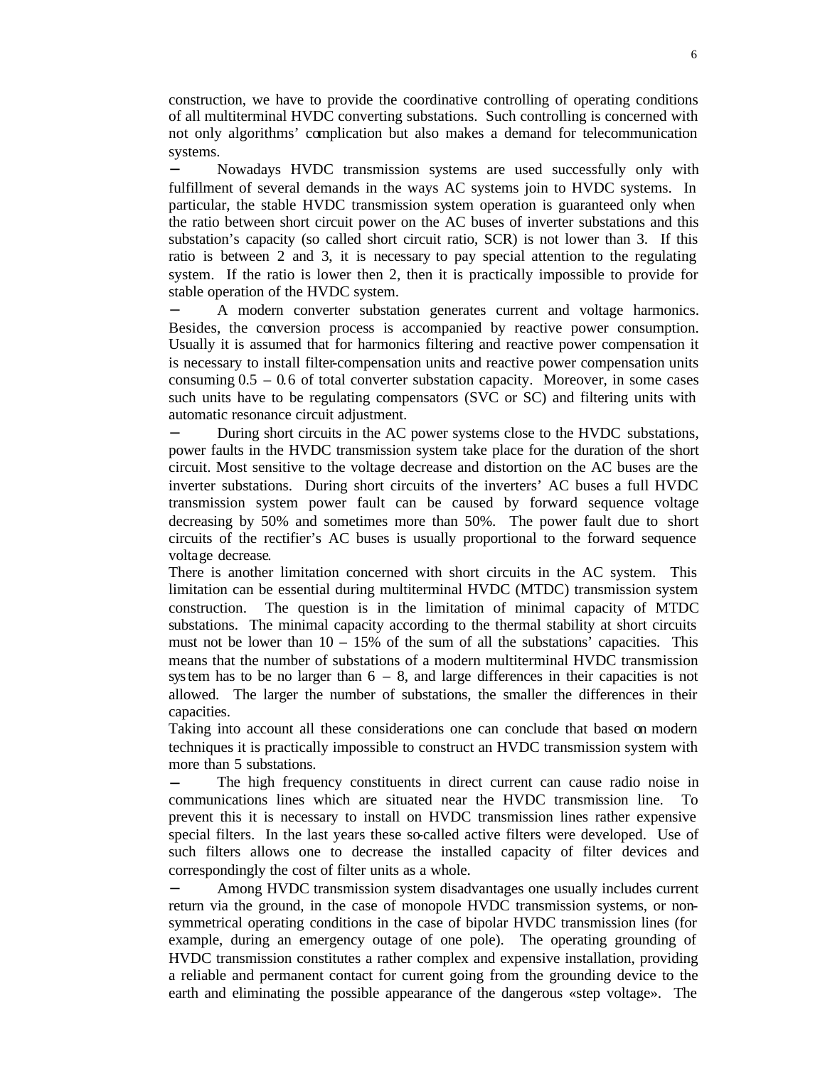construction, we have to provide the coordinative controlling of operating conditions of all multiterminal HVDC converting substations. Such controlling is concerned with not only algorithms' complication but also makes a demand for telecommunication systems.

- Nowadays HVDC transmission systems are used successfully only with fulfillment of several demands in the ways AC systems join to HVDC systems. In particular, the stable HVDC transmission system operation is guaranteed only when the ratio between short circuit power on the AC buses of inverter substations and this substation's capacity (so called short circuit ratio, SCR) is not lower than 3. If this ratio is between 2 and 3, it is necessary to pay special attention to the regulating system. If the ratio is lower then 2, then it is practically impossible to provide for stable operation of the HVDC system.
- A modern converter substation generates current and voltage harmonics. Besides, the conversion process is accompanied by reactive power consumption. Usually it is assumed that for harmonics filtering and reactive power compensation it is necessary to install filter-compensation units and reactive power compensation units consuming 0.5 – 0.6 of total converter substation capacity. Moreover, in some cases such units have to be regulating compensators (SVC or SC) and filtering units with automatic resonance circuit adjustment.
- During short circuits in the AC power systems close to the HVDC substations, power faults in the HVDC transmission system take place for the duration of the short circuit. Most sensitive to the voltage decrease and distortion on the AC buses are the inverter substations. During short circuits of the inverters' AC buses a full HVDC transmission system power fault can be caused by forward sequence voltage decreasing by 50% and sometimes more than 50%. The power fault due to short circuits of the rectifier's AC buses is usually proportional to the forward sequence voltage decrease.

There is another limitation concerned with short circuits in the AC system. This limitation can be essential during multiterminal HVDC (MTDC) transmission system construction. The question is in the limitation of minimal capacity of MTDC substations. The minimal capacity according to the thermal stability at short circuits must not be lower than 10 – 15% of the sum of all the substations' capacities. This means that the number of substations of a modern multiterminal HVDC transmission system has to be no larger than 6 – 8, and large differences in their capacities is not allowed. The larger the number of substations, the smaller the differences in their capacities.

Taking into account all these considerations one can conclude that based on modern techniques it is practically impossible to construct an HVDC transmission system with more than 5 substations.

- The high frequency constituents in direct current can cause radio noise in communications lines which are situated near the HVDC transmission line. To prevent this it is necessary to install on HVDC transmission lines rather expensive special filters. In the last years these so-called active filters were developed. Use of such filters allows one to decrease the installed capacity of filter devices and correspondingly the cost of filter units as a whole.
- Among HVDC transmission system disadvantages one usually includes current return via the ground, in the case of monopole HVDC transmission systems, or non-symmetrical operating conditions in the case of bipolar HVDC transmission lines (for example, during an emergency outage of one pole). The operating grounding of HVDC transmission constitutes a rather complex and expensive installation, providing a reliable and permanent contact for current going from the grounding device to the earth and eliminating the possible appearance of the dangerous «step voltage». The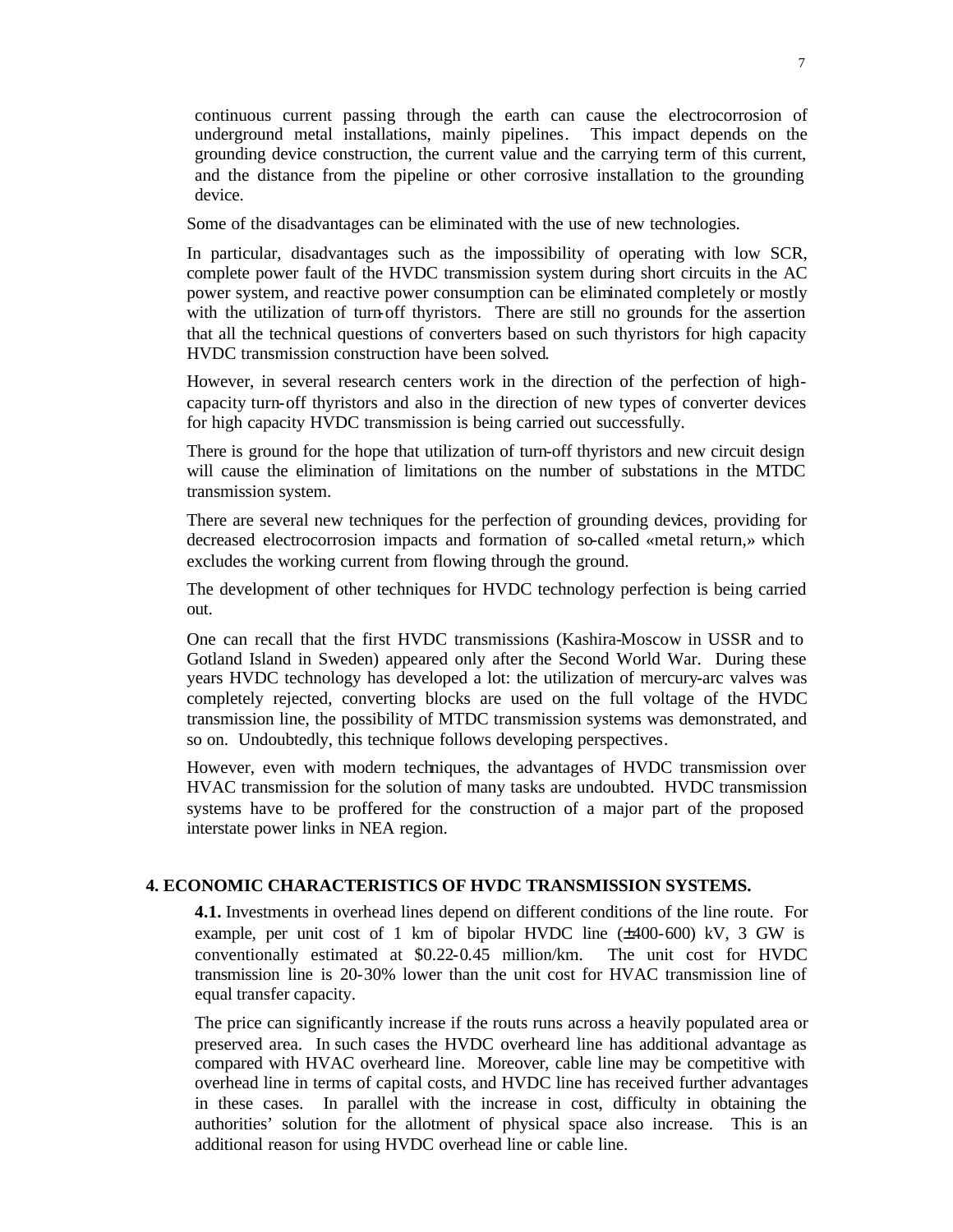continuous current passing through the earth can cause the electrocorrosion of underground metal installations, mainly pipelines. This impact depends on the grounding device construction, the current value and the carrying term of this current, and the distance from the pipeline or other corrosive installation to the grounding device.

Some of the disadvantages can be eliminated with the use of new technologies.

In particular, disadvantages such as the impossibility of operating with low SCR, complete power fault of the HVDC transmission system during short circuits in the AC power system, and reactive power consumption can be eliminated completely or mostly with the utilization of turn-off thyristors. There are still no grounds for the assertion that all the technical questions of converters based on such thyristors for high capacity HVDC transmission construction have been solved.

However, in several research centers work in the direction of the perfection of high-capacity turn-off thyristors and also in the direction of new types of converter devices for high capacity HVDC transmission is being carried out successfully.

There is ground for the hope that utilization of turn-off thyristors and new circuit design will cause the elimination of limitations on the number of substations in the MTDC transmission system.

There are several new techniques for the perfection of grounding devices, providing for decreased electrocorrosion impacts and formation of so-called «metal return,» which excludes the working current from flowing through the ground.

The development of other techniques for HVDC technology perfection is being carried out.

One can recall that the first HVDC transmissions (Kashira-Moscow in USSR and to Gotland Island in Sweden) appeared only after the Second World War. During these years HVDC technology has developed a lot: the utilization of mercury-arc valves was completely rejected, converting blocks are used on the full voltage of the HVDC transmission line, the possibility of MTDC transmission systems was demonstrated, and so on. Undoubtedly, this technique follows developing perspectives.

However, even with modern techniques, the advantages of HVDC transmission over HVAC transmission for the solution of many tasks are undoubted. HVDC transmission systems have to be proffered for the construction of a major part of the proposed interstate power links in NEA region.

## 4. ECONOMIC CHARACTERISTICS OF HVDC TRANSMISSION SYSTEMS.

**4.1.** Investments in overhead lines depend on different conditions of the line route. For example, per unit cost of 1 km of bipolar HVDC line (±400-600) kV, 3 GW is conventionally estimated at $0.22-0.45 million/km. The unit cost for HVDC transmission line is 20-30% lower than the unit cost for HVAC transmission line of equal transfer capacity.

The price can significantly increase if the routs runs across a heavily populated area or preserved area. In such cases the HVDC overheard line has additional advantage as compared with HVAC overheard line. Moreover, cable line may be competitive with overhead line in terms of capital costs, and HVDC line has received further advantages in these cases. In parallel with the increase in cost, difficulty in obtaining the authorities' solution for the allotment of physical space also increase. This is an additional reason for using HVDC overhead line or cable line.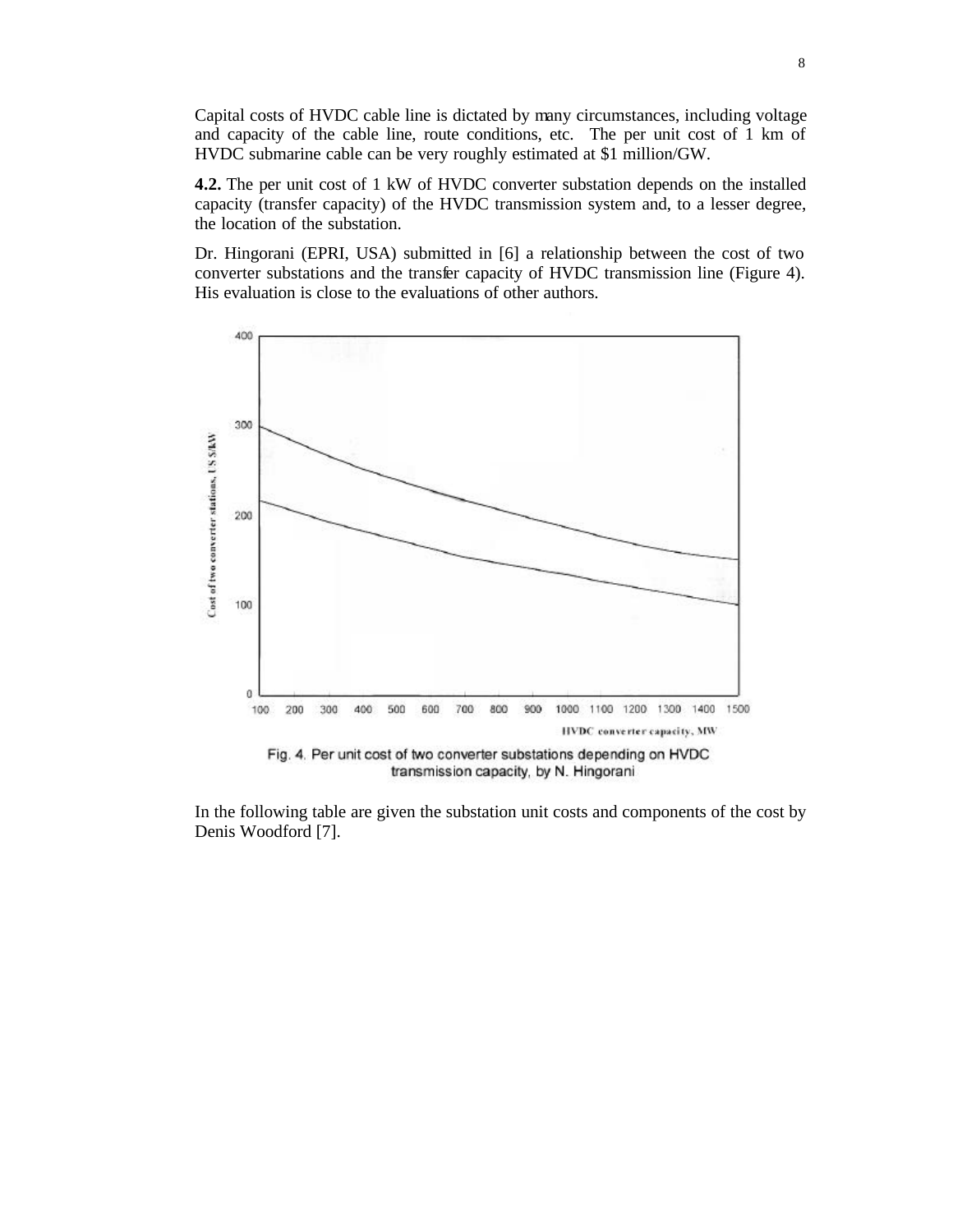Capital costs of HVDC cable line is dictated by many circumstances, including voltage and capacity of the cable line, route conditions, etc. The per unit cost of 1 km of HVDC submarine cable can be very roughly estimated at $1 million/GW.

**4.2.** The per unit cost of 1 kW of HVDC converter substation depends on the installed capacity (transfer capacity) of the HVDC transmission system and, to a lesser degree, the location of the substation.

Dr. Hingorani (EPRI, USA) submitted in [6] a relationship between the cost of two converter substations and the transfer capacity of HVDC transmission line (Figure 4). His evaluation is close to the evaluations of other authors.

Fig. 4. Per unit cost of two converter substations depending on HVDC transmission capacity, by N. Hingorani

In the following table are given the substation unit costs and components of the cost by Denis Woodford [7].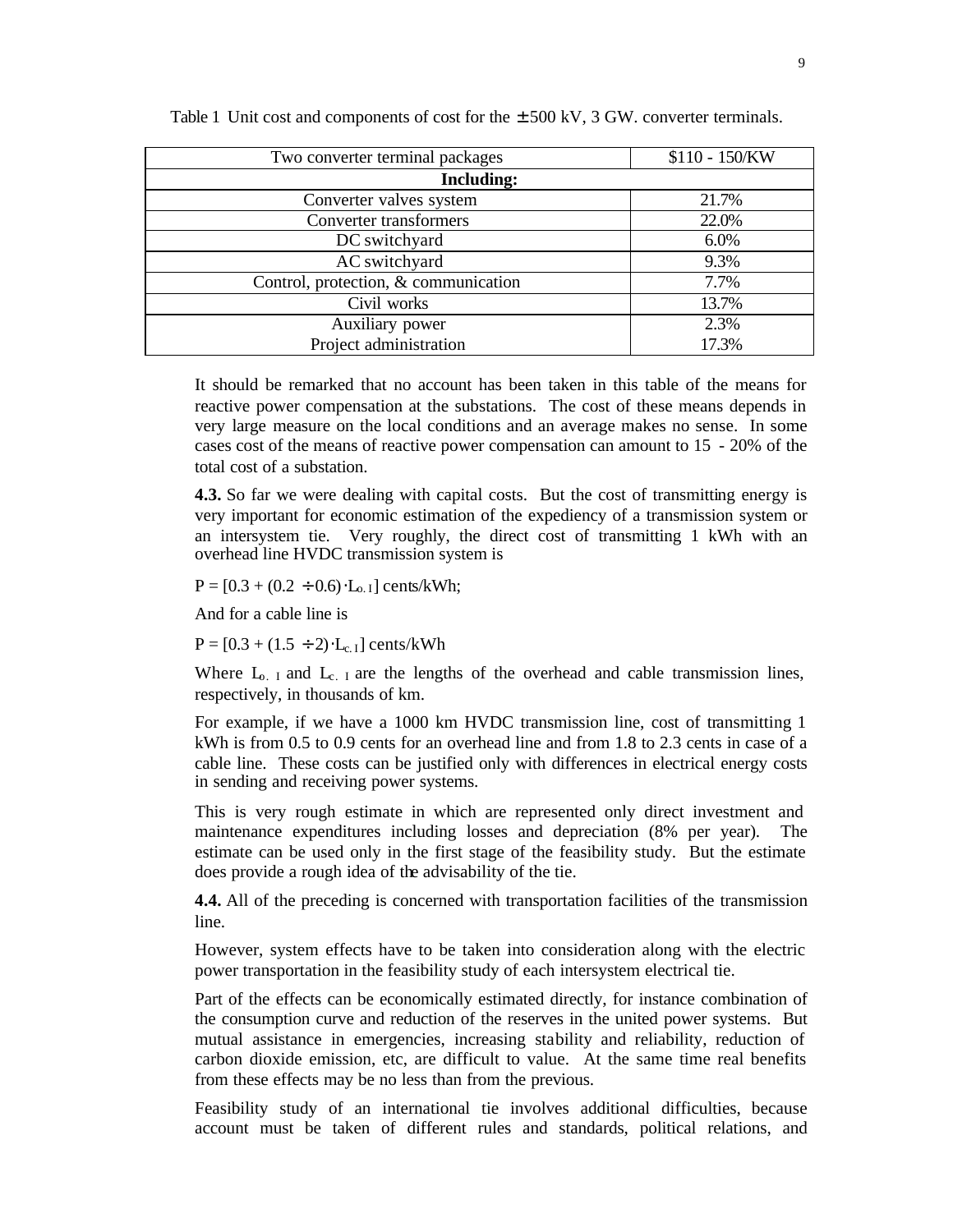Table 1 Unit cost and components of cost for the ± 500 kV, 3 GW. converter terminals.

| Two converter terminal packages | \$110 - 150/KW |
|---|---|
| **Including:** | |
| Converter valves system | 21.7% |
| Converter transformers | 22.0% |
| DC switchyard | 6.0% |
| AC switchyard | 9.3% |
| Control, protection, & communication | 7.7% |
| Civil works | 13.7% |
| Auxiliary power | 2.3% |
| Project administration | 17.3% |

It should be remarked that no account has been taken in this table of the means for reactive power compensation at the substations. The cost of these means depends in very large measure on the local conditions and an average makes no sense. In some cases cost of the means of reactive power compensation can amount to 15 - 20% of the total cost of a substation.

**4.3.** So far we were dealing with capital costs. But the cost of transmitting energy is very important for economic estimation of the expediency of a transmission system or an intersystem tie. Very roughly, the direct cost of transmitting 1 kWh with an overhead line HVDC transmission system is

$P = [0.3 + (0.2 \div 0.6) \cdot L_{o.l}]$ cents/kWh;

And for a cable line is

$P = [0.3 + (1.5 \div 2) \cdot L_{c.l}]$ cents/kWh

Where $L_{o.l}$ and $L_{c.l}$ are the lengths of the overhead and cable transmission lines, respectively, in thousands of km.

For example, if we have a 1000 km HVDC transmission line, cost of transmitting 1 kWh is from 0.5 to 0.9 cents for an overhead line and from 1.8 to 2.3 cents in case of a cable line. These costs can be justified only with differences in electrical energy costs in sending and receiving power systems.

This is very rough estimate in which are represented only direct investment and maintenance expenditures including losses and depreciation (8% per year). The estimate can be used only in the first stage of the feasibility study. But the estimate does provide a rough idea of the advisability of the tie.

**4.4.** All of the preceding is concerned with transportation facilities of the transmission line.

However, system effects have to be taken into consideration along with the electric power transportation in the feasibility study of each intersystem electrical tie.

Part of the effects can be economically estimated directly, for instance combination of the consumption curve and reduction of the reserves in the united power systems. But mutual assistance in emergencies, increasing stability and reliability, reduction of carbon dioxide emission, etc, are difficult to value. At the same time real benefits from these effects may be no less than from the previous.

Feasibility study of an international tie involves additional difficulties, because account must be taken of different rules and standards, political relations, and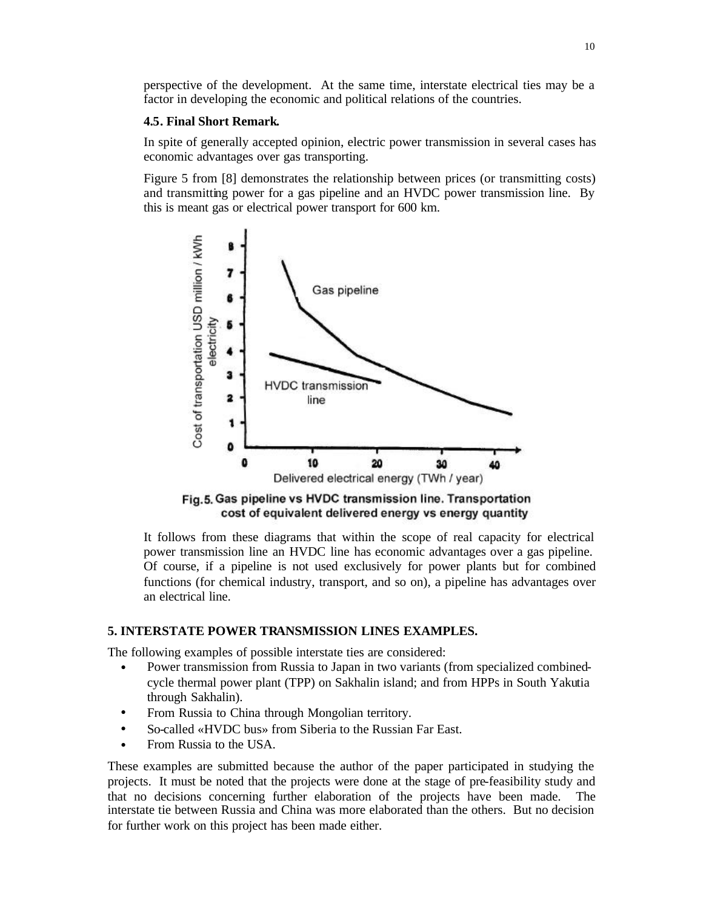perspective of the development. At the same time, interstate electrical ties may be a factor in developing the economic and political relations of the countries.

### 4.5. Final Short Remark.

In spite of generally accepted opinion, electric power transmission in several cases has economic advantages over gas transporting.

Figure 5 from [8] demonstrates the relationship between prices (or transmitting costs) and transmitting power for a gas pipeline and an HVDC power transmission line. By this is meant gas or electrical power transport for 600 km.

Fig.5. Gas pipeline vs HVDC transmission line. Transportation cost of equivalent delivered energy vs energy quantity

It follows from these diagrams that within the scope of real capacity for electrical power transmission line an HVDC line has economic advantages over a gas pipeline. Of course, if a pipeline is not used exclusively for power plants but for combined functions (for chemical industry, transport, and so on), a pipeline has advantages over an electrical line.

## 5. INTERSTATE POWER TRANSMISSION LINES EXAMPLES.

The following examples of possible interstate ties are considered:

- Power transmission from Russia to Japan in two variants (from specialized combined-cycle thermal power plant (TPP) on Sakhalin island; and from HPPs in South Yakutia through Sakhalin).
- From Russia to China through Mongolian territory.
- So-called «HVDC bus» from Siberia to the Russian Far East.
- From Russia to the USA.

These examples are submitted because the author of the paper participated in studying the projects. It must be noted that the projects were done at the stage of pre-feasibility study and that no decisions concerning further elaboration of the projects have been made. The interstate tie between Russia and China was more elaborated than the others. But no decision for further work on this project has been made either.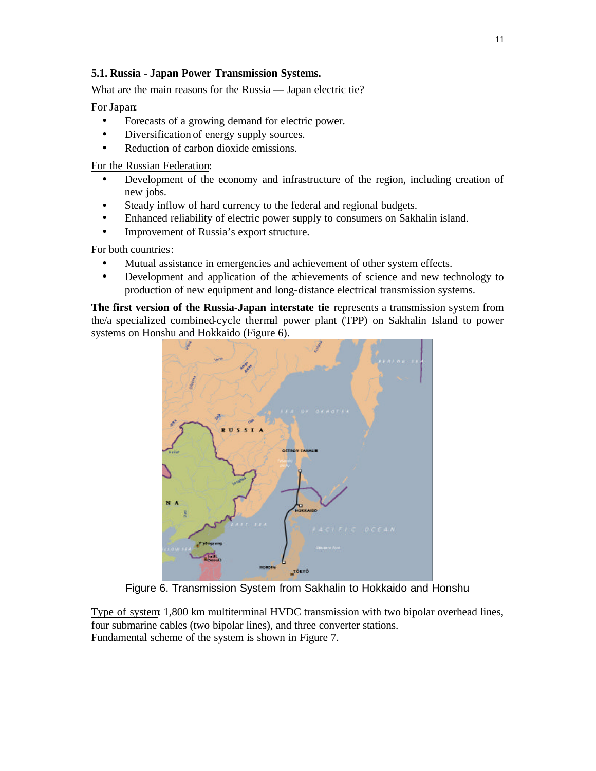### 5.1. Russia - Japan Power Transmission Systems.

What are the main reasons for the Russia — Japan electric tie?

For Japan:

- Forecasts of a growing demand for electric power.
- Diversification of energy supply sources.
- Reduction of carbon dioxide emissions.

For the Russian Federation:

- Development of the economy and infrastructure of the region, including creation of new jobs.
- Steady inflow of hard currency to the federal and regional budgets.
- Enhanced reliability of electric power supply to consumers on Sakhalin island.
- Improvement of Russia's export structure.

For both countries:

- Mutual assistance in emergencies and achievement of other system effects.
- Development and application of the achievements of science and new technology to production of new equipment and long-distance electrical transmission systems.

**The first version of the Russia-Japan interstate tie** represents a transmission system from the/a specialized combined-cycle thermal power plant (TPP) on Sakhalin Island to power systems on Honshu and Hokkaido (Figure 6).

Figure 6. Transmission System from Sakhalin to Hokkaido and Honshu

Type of system: 1,800 km multiterminal HVDC transmission with two bipolar overhead lines, four submarine cables (two bipolar lines), and three converter stations.
Fundamental scheme of the system is shown in Figure 7.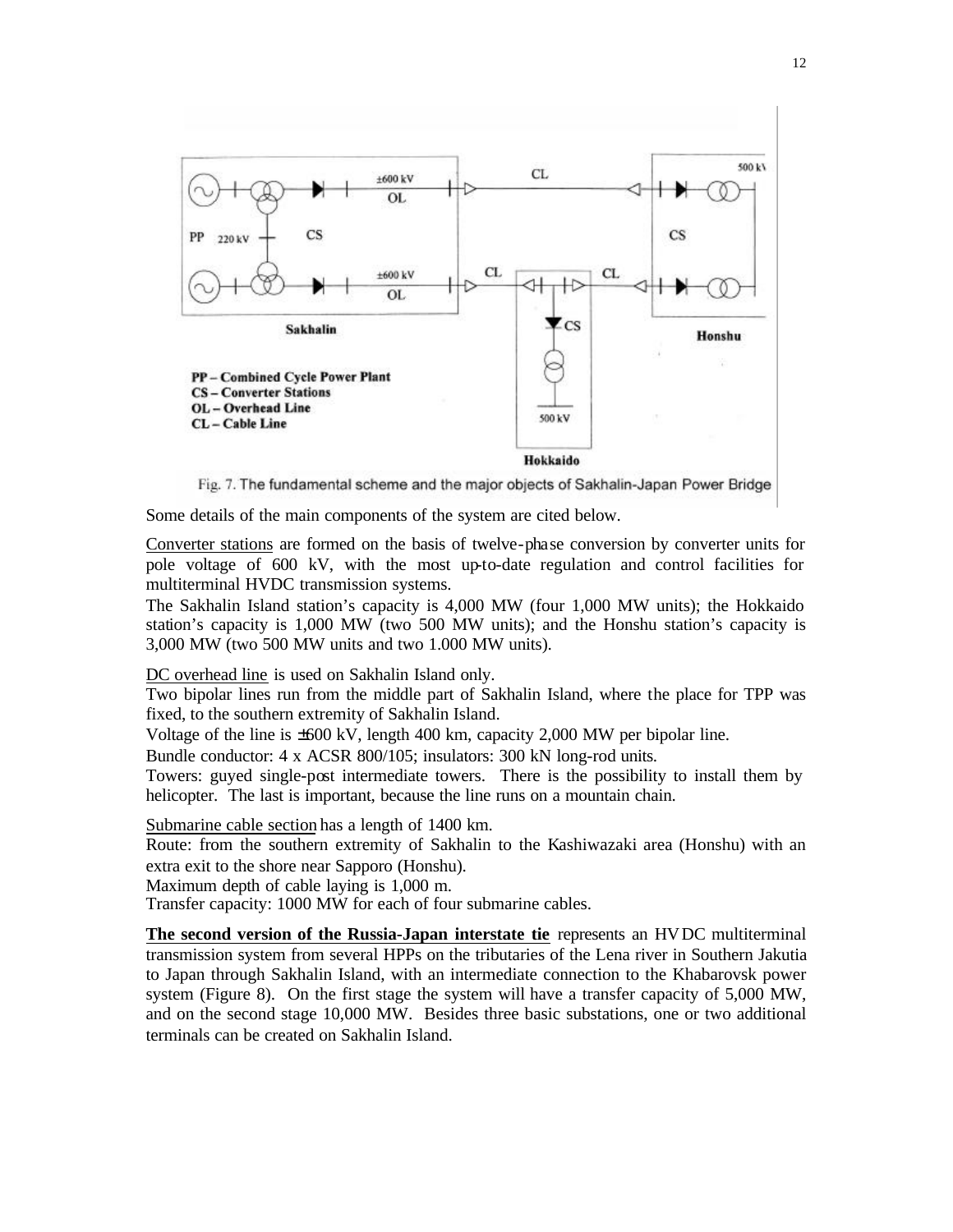Fig. 7. The fundamental scheme and the major objects of Sakhalin-Japan Power Bridge

Some details of the main components of the system are cited below.

Converter stations are formed on the basis of twelve-phase conversion by converter units for pole voltage of 600 kV, with the most up-to-date regulation and control facilities for multiterminal HVDC transmission systems.

The Sakhalin Island station's capacity is 4,000 MW (four 1,000 MW units); the Hokkaido station's capacity is 1,000 MW (two 500 MW units); and the Honshu station's capacity is 3,000 MW (two 500 MW units and two 1.000 MW units).

DC overhead line is used on Sakhalin Island only.

Two bipolar lines run from the middle part of Sakhalin Island, where the place for TPP was fixed, to the southern extremity of Sakhalin Island.

Voltage of the line is ±600 kV, length 400 km, capacity 2,000 MW per bipolar line.

Bundle conductor: 4 x ACSR 800/105; insulators: 300 kN long-rod units.

Towers: guyed single-post intermediate towers. There is the possibility to install them by helicopter. The last is important, because the line runs on a mountain chain.

Submarine cable section has a length of 1400 km.

Route: from the southern extremity of Sakhalin to the Kashiwazaki area (Honshu) with an extra exit to the shore near Sapporo (Honshu).

Maximum depth of cable laying is 1,000 m.

Transfer capacity: 1000 MW for each of four submarine cables.

**The second version of the Russia-Japan interstate tie** represents an HVDC multiterminal transmission system from several HPPs on the tributaries of the Lena river in Southern Jakutia to Japan through Sakhalin Island, with an intermediate connection to the Khabarovsk power system (Figure 8). On the first stage the system will have a transfer capacity of 5,000 MW, and on the second stage 10,000 MW. Besides three basic substations, one or two additional terminals can be created on Sakhalin Island.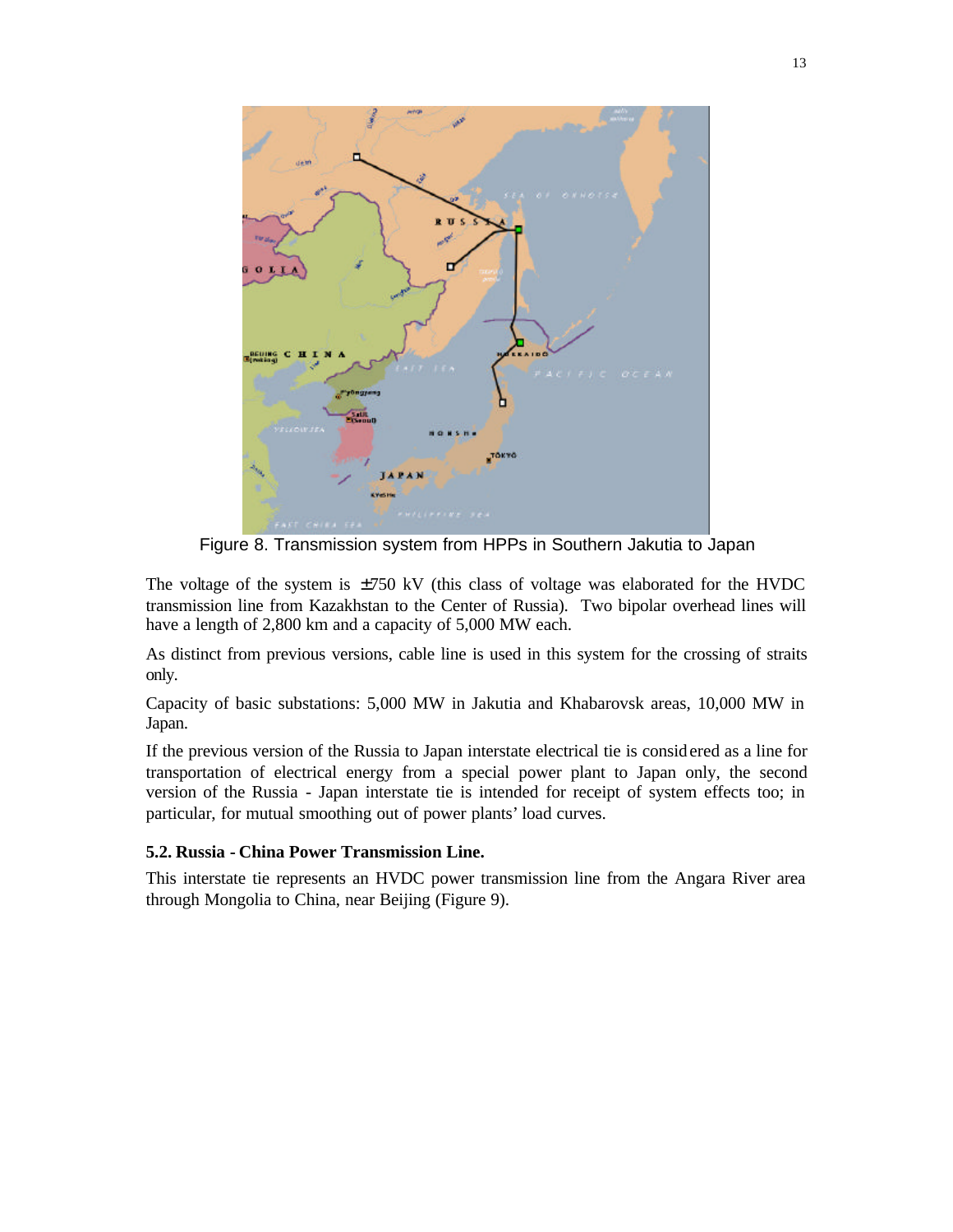Figure 8. Transmission system from HPPs in Southern Jakutia to Japan

The voltage of the system is ±750 kV (this class of voltage was elaborated for the HVDC transmission line from Kazakhstan to the Center of Russia). Two bipolar overhead lines will have a length of 2,800 km and a capacity of 5,000 MW each.

As distinct from previous versions, cable line is used in this system for the crossing of straits only.

Capacity of basic substations: 5,000 MW in Jakutia and Khabarovsk areas, 10,000 MW in Japan.

If the previous version of the Russia to Japan interstate electrical tie is considered as a line for transportation of electrical energy from a special power plant to Japan only, the second version of the Russia - Japan interstate tie is intended for receipt of system effects too; in particular, for mutual smoothing out of power plants' load curves.

### 5.2. Russia - China Power Transmission Line.

This interstate tie represents an HVDC power transmission line from the Angara River area through Mongolia to China, near Beijing (Figure 9).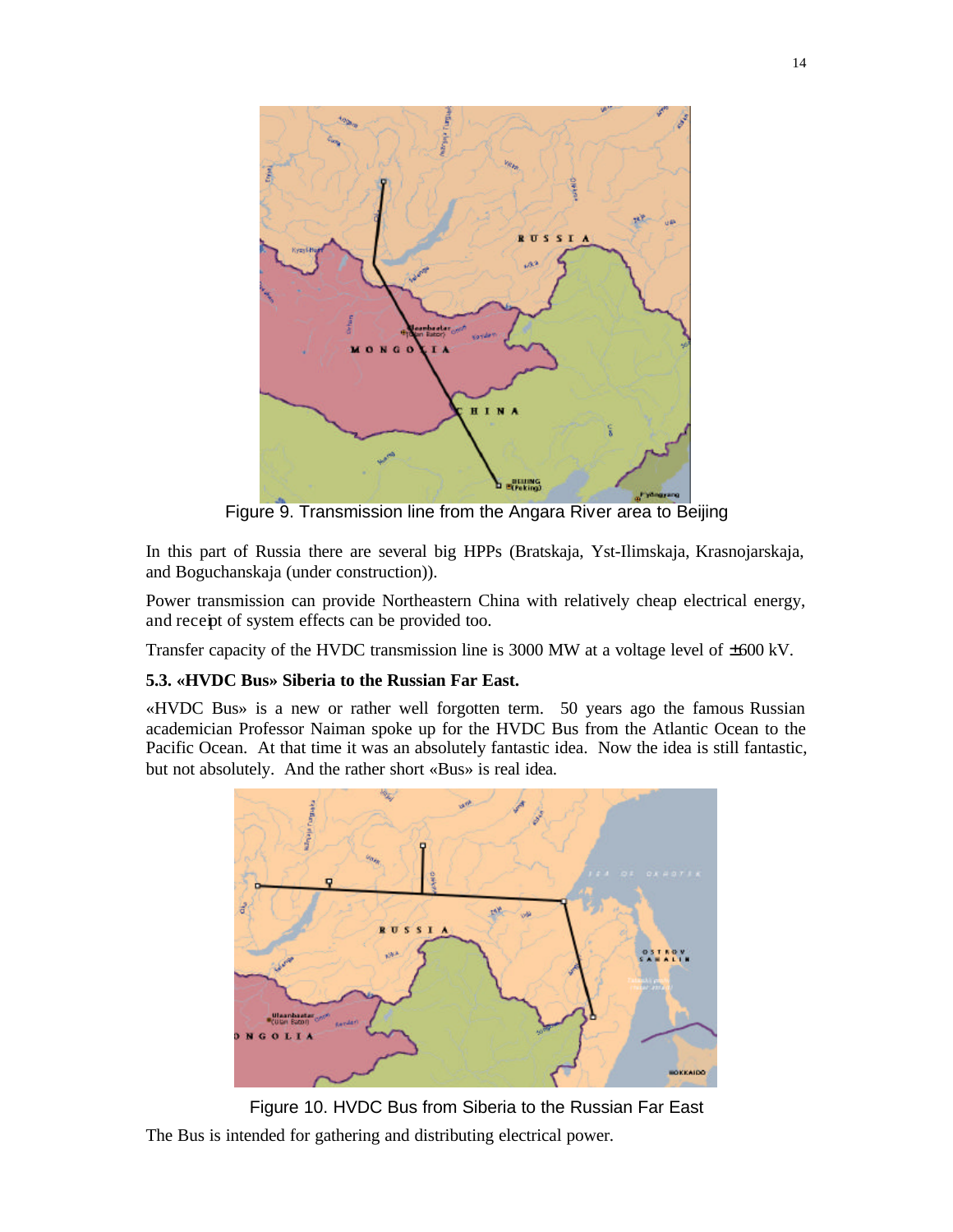Figure 9. Transmission line from the Angara River area to Beijing

In this part of Russia there are several big HPPs (Bratskaja, Yst-Ilimskaja, Krasnojarskaja, and Boguchanskaja (under construction)).

Power transmission can provide Northeastern China with relatively cheap electrical energy, and receipt of system effects can be provided too.

Transfer capacity of the HVDC transmission line is 3000 MW at a voltage level of ±600 kV.

### 5.3. «HVDC Bus» Siberia to the Russian Far East.

«HVDC Bus» is a new or rather well forgotten term. 50 years ago the famous Russian academician Professor Naiman spoke up for the HVDC Bus from the Atlantic Ocean to the Pacific Ocean. At that time it was an absolutely fantastic idea. Now the idea is still fantastic, but not absolutely. And the rather short «Bus» is real idea.

Figure 10. HVDC Bus from Siberia to the Russian Far East

The Bus is intended for gathering and distributing electrical power.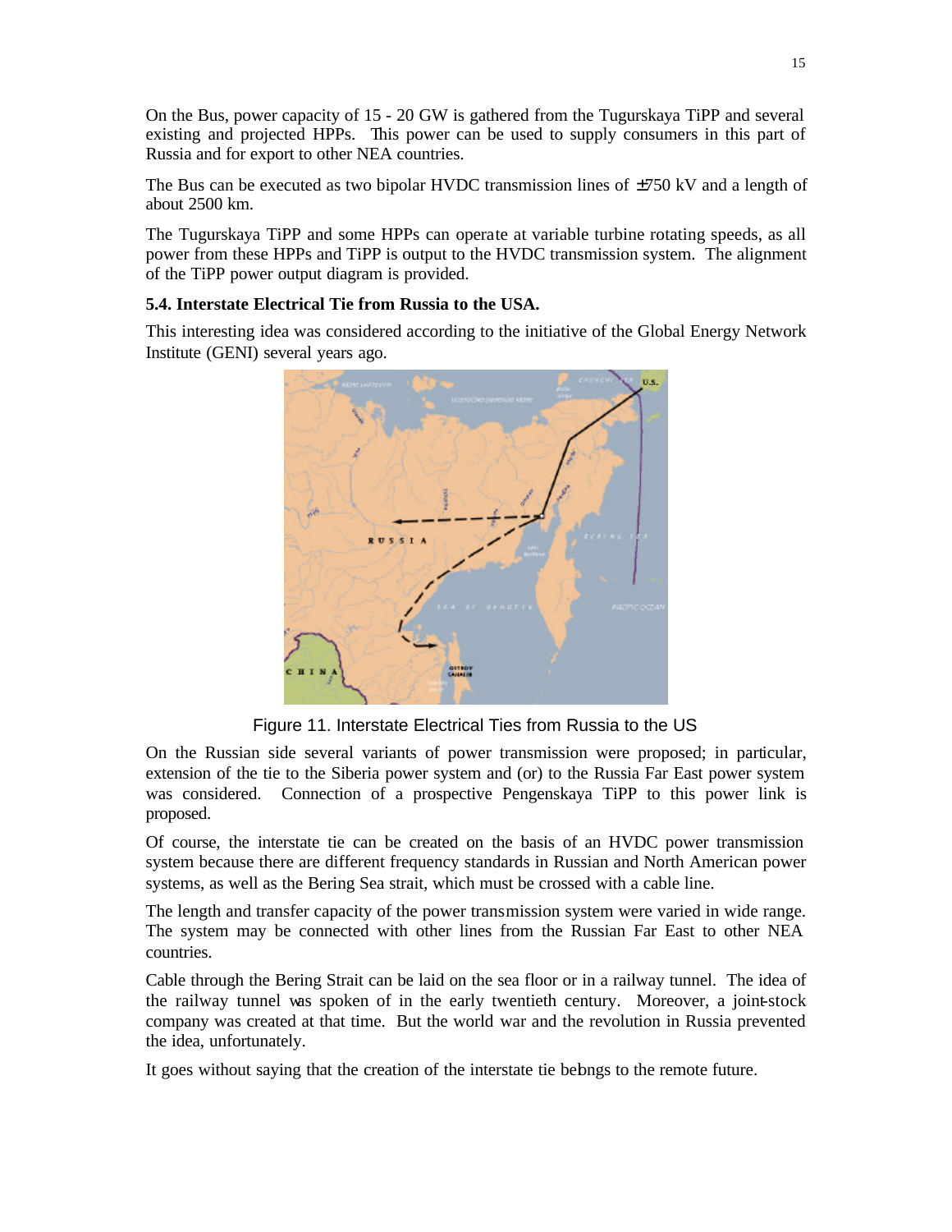On the Bus, power capacity of 15 - 20 GW is gathered from the Tugurskaya TiPP and several existing and projected HPPs. This power can be used to supply consumers in this part of Russia and for export to other NEA countries.

The Bus can be executed as two bipolar HVDC transmission lines of ±750 kV and a length of about 2500 km.

The Tugurskaya TiPP and some HPPs can operate at variable turbine rotating speeds, as all power from these HPPs and TiPP is output to the HVDC transmission system. The alignment of the TiPP power output diagram is provided.

### 5.4. Interstate Electrical Tie from Russia to the USA.

This interesting idea was considered according to the initiative of the Global Energy Network Institute (GENI) several years ago.

Figure 11. Interstate Electrical Ties from Russia to the US

On the Russian side several variants of power transmission were proposed; in particular, extension of the tie to the Siberia power system and (or) to the Russia Far East power system was considered. Connection of a prospective Pengenskaya TiPP to this power link is proposed.

Of course, the interstate tie can be created on the basis of an HVDC power transmission system because there are different frequency standards in Russian and North American power systems, as well as the Bering Sea strait, which must be crossed with a cable line.

The length and transfer capacity of the power transmission system were varied in wide range. The system may be connected with other lines from the Russian Far East to other NEA countries.

Cable through the Bering Strait can be laid on the sea floor or in a railway tunnel. The idea of the railway tunnel was spoken of in the early twentieth century. Moreover, a joint-stock company was created at that time. But the world war and the revolution in Russia prevented the idea, unfortunately.

It goes without saying that the creation of the interstate tie belongs to the remote future.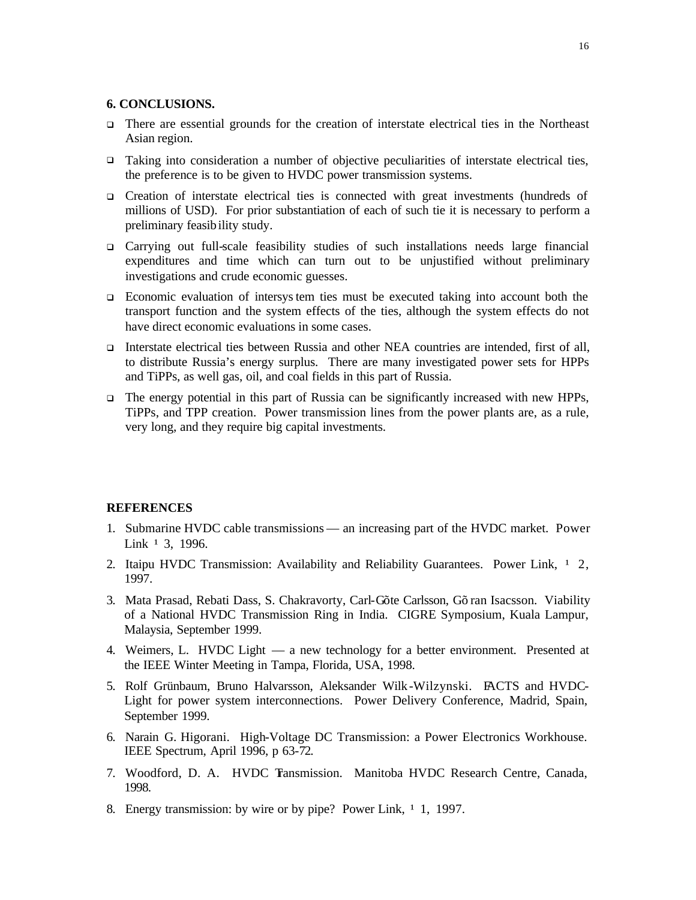## 6. CONCLUSIONS.

- There are essential grounds for the creation of interstate electrical ties in the Northeast Asian region.
- Taking into consideration a number of objective peculiarities of interstate electrical ties, the preference is to be given to HVDC power transmission systems.
- Creation of interstate electrical ties is connected with great investments (hundreds of millions of USD). For prior substantiation of each of such tie it is necessary to perform a preliminary feasibility study.
- Carrying out full-scale feasibility studies of such installations needs large financial expenditures and time which can turn out to be unjustified without preliminary investigations and crude economic guesses.
- Economic evaluation of intersystem ties must be executed taking into account both the transport function and the system effects of the ties, although the system effects do not have direct economic evaluations in some cases.
- Interstate electrical ties between Russia and other NEA countries are intended, first of all, to distribute Russia's energy surplus. There are many investigated power sets for HPPs and TiPPs, as well gas, oil, and coal fields in this part of Russia.
- The energy potential in this part of Russia can be significantly increased with new HPPs, TiPPs, and TPP creation. Power transmission lines from the power plants are, as a rule, very long, and they require big capital investments.

## REFERENCES

1. Submarine HVDC cable transmissions — an increasing part of the HVDC market. Power Link ¹ 3, 1996.
2. Itaipu HVDC Transmission: Availability and Reliability Guarantees. Power Link, ¹ 2, 1997.
3. Mata Prasad, Rebati Dass, S. Chakravorty, Carl-Gõte Carlsson, Gõran Isacsson. Viability of a National HVDC Transmission Ring in India. CIGRE Symposium, Kuala Lampur, Malaysia, September 1999.
4. Weimers, L. HVDC Light — a new technology for a better environment. Presented at the IEEE Winter Meeting in Tampa, Florida, USA, 1998.
5. Rolf Grünbaum, Bruno Halvarsson, Aleksander Wilk-Wilzynski. FACTS and HVDC-Light for power system interconnections. Power Delivery Conference, Madrid, Spain, September 1999.
6. Narain G. Higorani. High-Voltage DC Transmission: a Power Electronics Workhouse. IEEE Spectrum, April 1996, p 63-72.
7. Woodford, D. A. HVDC Transmission. Manitoba HVDC Research Centre, Canada, 1998.
8. Energy transmission: by wire or by pipe? Power Link, ¹ 1, 1997.